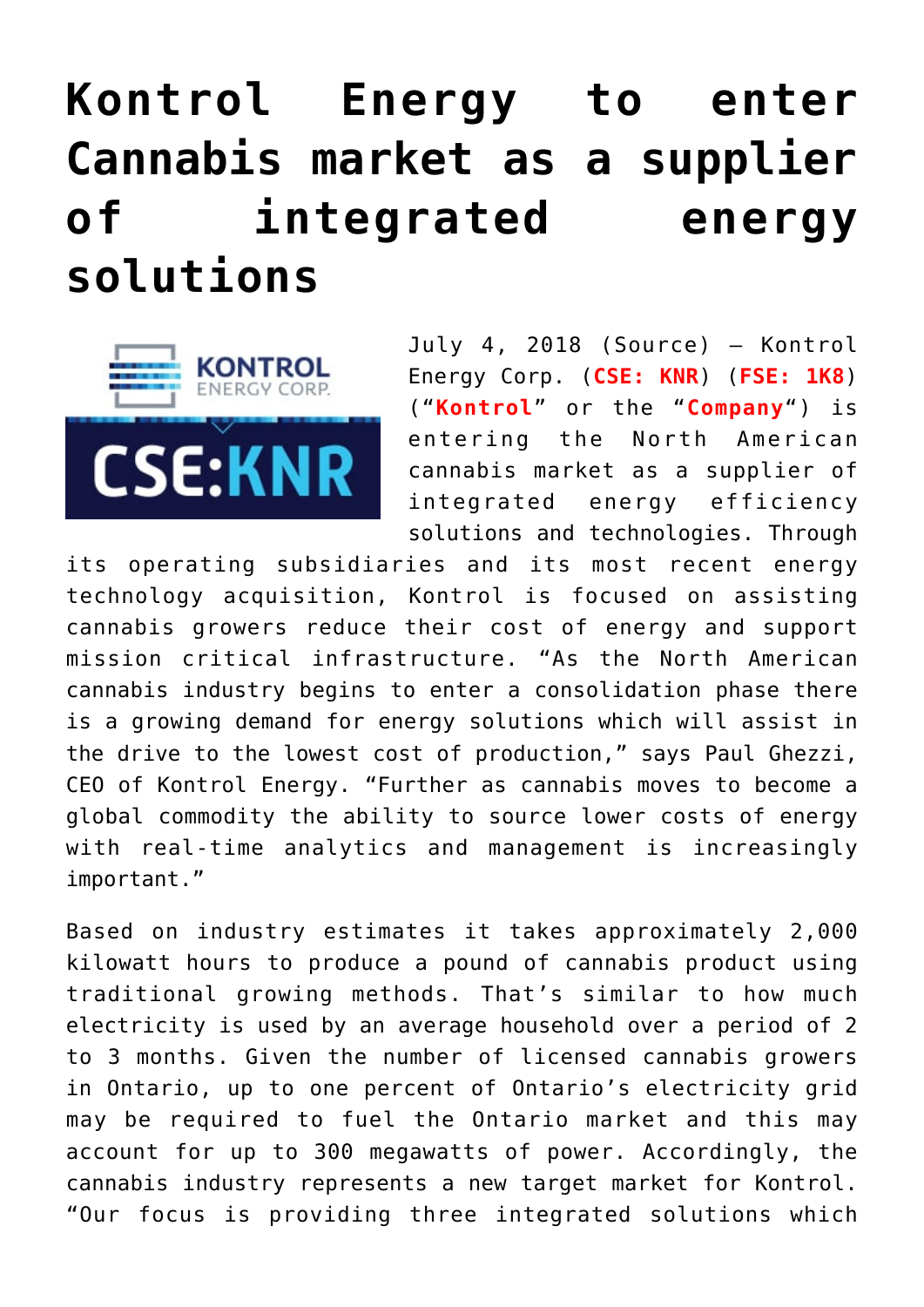# Kontrol Energy to enter Cannabis market as a supplier of integrated energy solutions

July 4, 2018 (Source) — Kontrol Energy Corp. (**CSE: KNR**) (**FSE: 1K8**) ("**Kontrol**" or the "**Company**") is entering the North American cannabis market as a supplier of integrated energy efficiency solutions and technologies. Through its operating subsidiaries and its most recent energy technology acquisition, Kontrol is focused on assisting cannabis growers reduce their cost of energy and support mission critical infrastructure. "As the North American cannabis industry begins to enter a consolidation phase there is a growing demand for energy solutions which will assist in the drive to the lowest cost of production," says Paul Ghezzi, CEO of Kontrol Energy. "Further as cannabis moves to become a global commodity the ability to source lower costs of energy with real-time analytics and management is increasingly important."

Based on industry estimates it takes approximately 2,000 kilowatt hours to produce a pound of cannabis product using traditional growing methods. That's similar to how much electricity is used by an average household over a period of 2 to 3 months. Given the number of licensed cannabis growers in Ontario, up to one percent of Ontario's electricity grid may be required to fuel the Ontario market and this may account for up to 300 megawatts of power. Accordingly, the cannabis industry represents a new target market for Kontrol. "Our focus is providing three integrated solutions which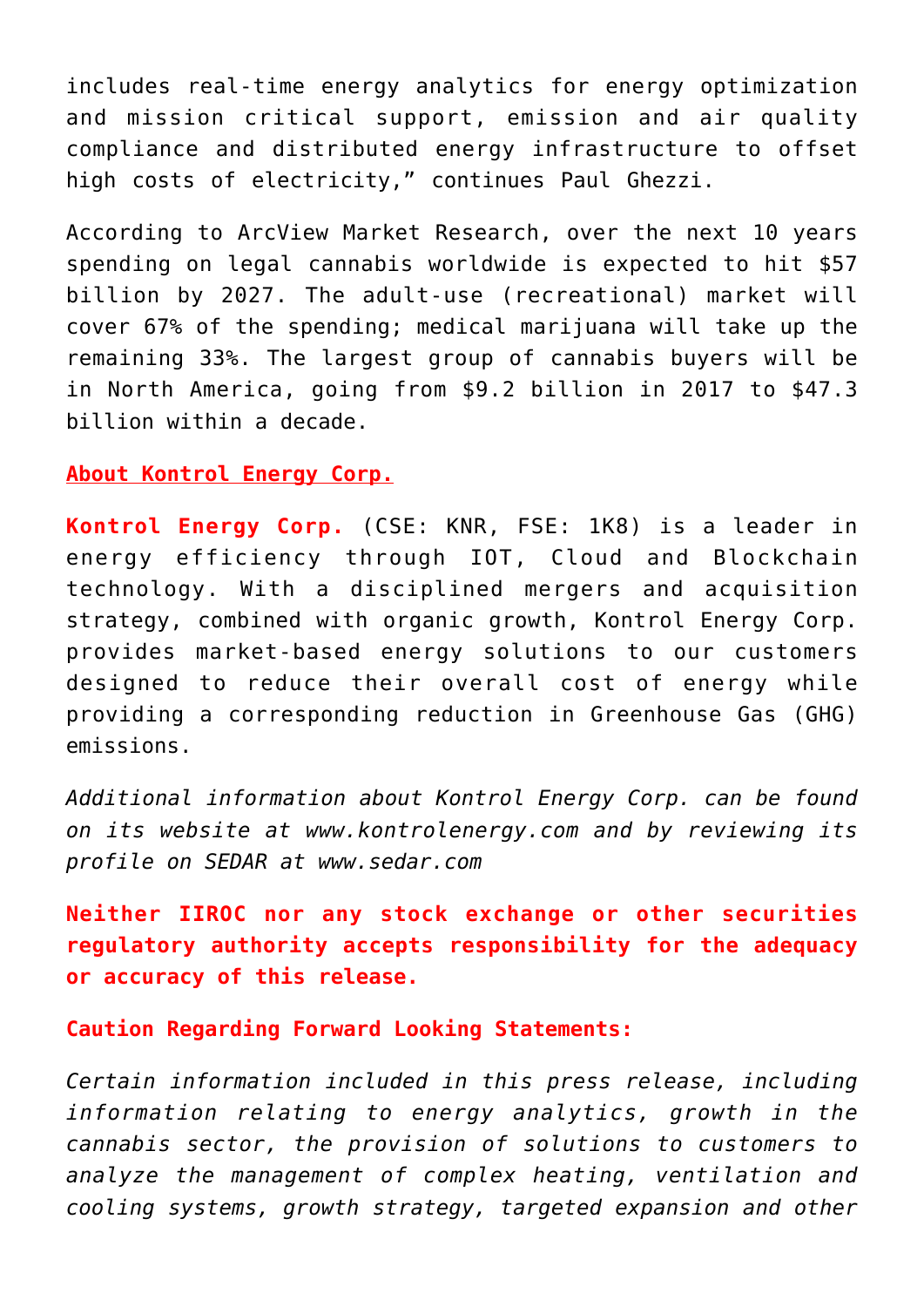includes real-time energy analytics for energy optimization and mission critical support, emission and air quality compliance and distributed energy infrastructure to offset high costs of electricity," continues Paul Ghezzi.

According to ArcView Market Research, over the next 10 years spending on legal cannabis worldwide is expected to hit $57 billion by 2027. The adult-use (recreational) market will cover 67% of the spending; medical marijuana will take up the remaining 33%. The largest group of cannabis buyers will be in North America, going from $9.2 billion in 2017 to $47.3 billion within a decade.

**About Kontrol Energy Corp.**

**Kontrol Energy Corp.** (CSE: KNR, FSE: 1K8) is a leader in energy efficiency through IOT, Cloud and Blockchain technology. With a disciplined mergers and acquisition strategy, combined with organic growth, Kontrol Energy Corp. provides market-based energy solutions to our customers designed to reduce their overall cost of energy while providing a corresponding reduction in Greenhouse Gas (GHG) emissions.

*Additional information about Kontrol Energy Corp. can be found on its website at www.kontrolenergy.com and by reviewing its profile on SEDAR at www.sedar.com*

**Neither IIROC nor any stock exchange or other securities regulatory authority accepts responsibility for the adequacy or accuracy of this release.**

**Caution Regarding Forward Looking Statements:**

*Certain information included in this press release, including information relating to energy analytics, growth in the cannabis sector, the provision of solutions to customers to analyze the management of complex heating, ventilation and cooling systems, growth strategy, targeted expansion and other*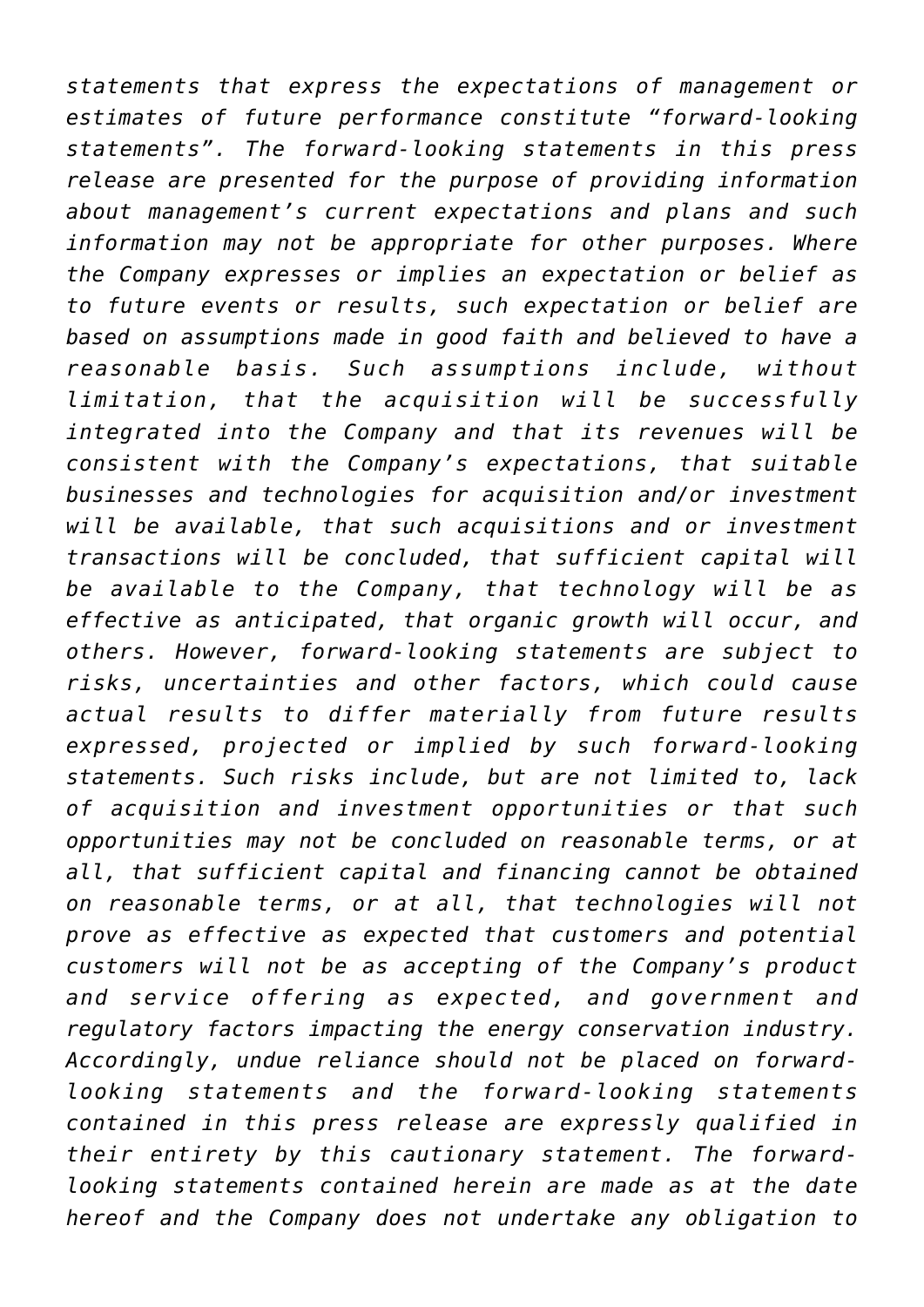*statements that express the expectations of management or estimates of future performance constitute “forward-looking statements”. The forward-looking statements in this press release are presented for the purpose of providing information about management’s current expectations and plans and such information may not be appropriate for other purposes. Where the Company expresses or implies an expectation or belief as to future events or results, such expectation or belief are based on assumptions made in good faith and believed to have a reasonable basis. Such assumptions include, without limitation, that the acquisition will be successfully integrated into the Company and that its revenues will be consistent with the Company’s expectations, that suitable businesses and technologies for acquisition and/or investment will be available, that such acquisitions and or investment transactions will be concluded, that sufficient capital will be available to the Company, that technology will be as effective as anticipated, that organic growth will occur, and others. However, forward-looking statements are subject to risks, uncertainties and other factors, which could cause actual results to differ materially from future results expressed, projected or implied by such forward-looking statements. Such risks include, but are not limited to, lack of acquisition and investment opportunities or that such opportunities may not be concluded on reasonable terms, or at all, that sufficient capital and financing cannot be obtained on reasonable terms, or at all, that technologies will not prove as effective as expected that customers and potential customers will not be as accepting of the Company’s product and service offering as expected, and government and regulatory factors impacting the energy conservation industry. Accordingly, undue reliance should not be placed on forward-looking statements and the forward-looking statements contained in this press release are expressly qualified in their entirety by this cautionary statement. The forward-looking statements contained herein are made as at the date hereof and the Company does not undertake any obligation to*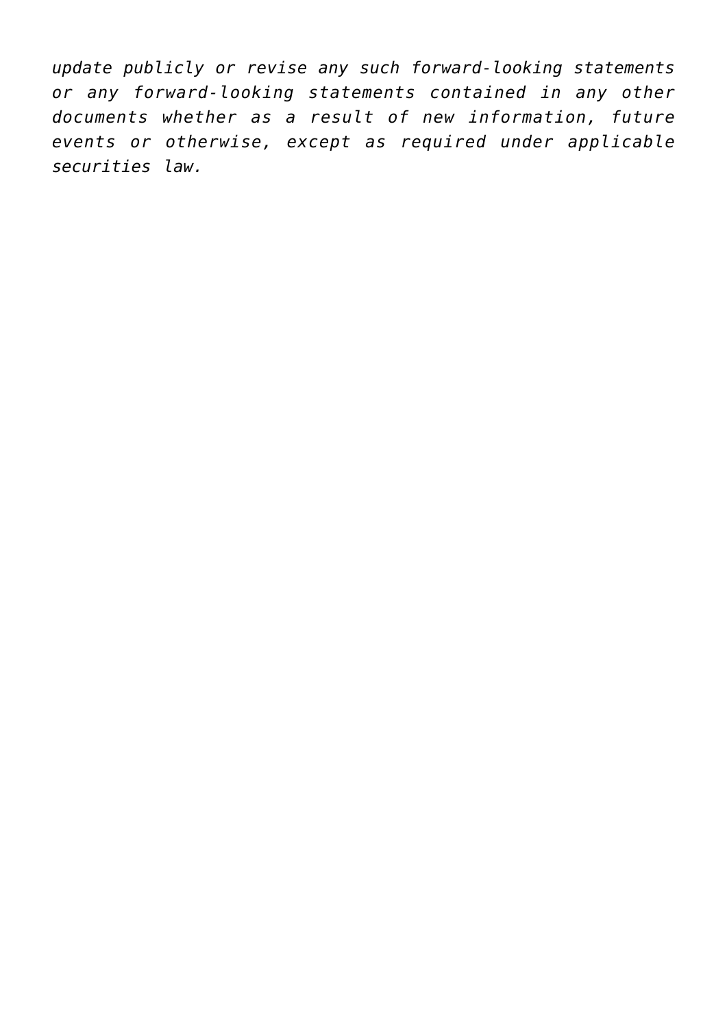*update publicly or revise any such forward-looking statements or any forward-looking statements contained in any other documents whether as a result of new information, future events or otherwise, except as required under applicable securities law.*